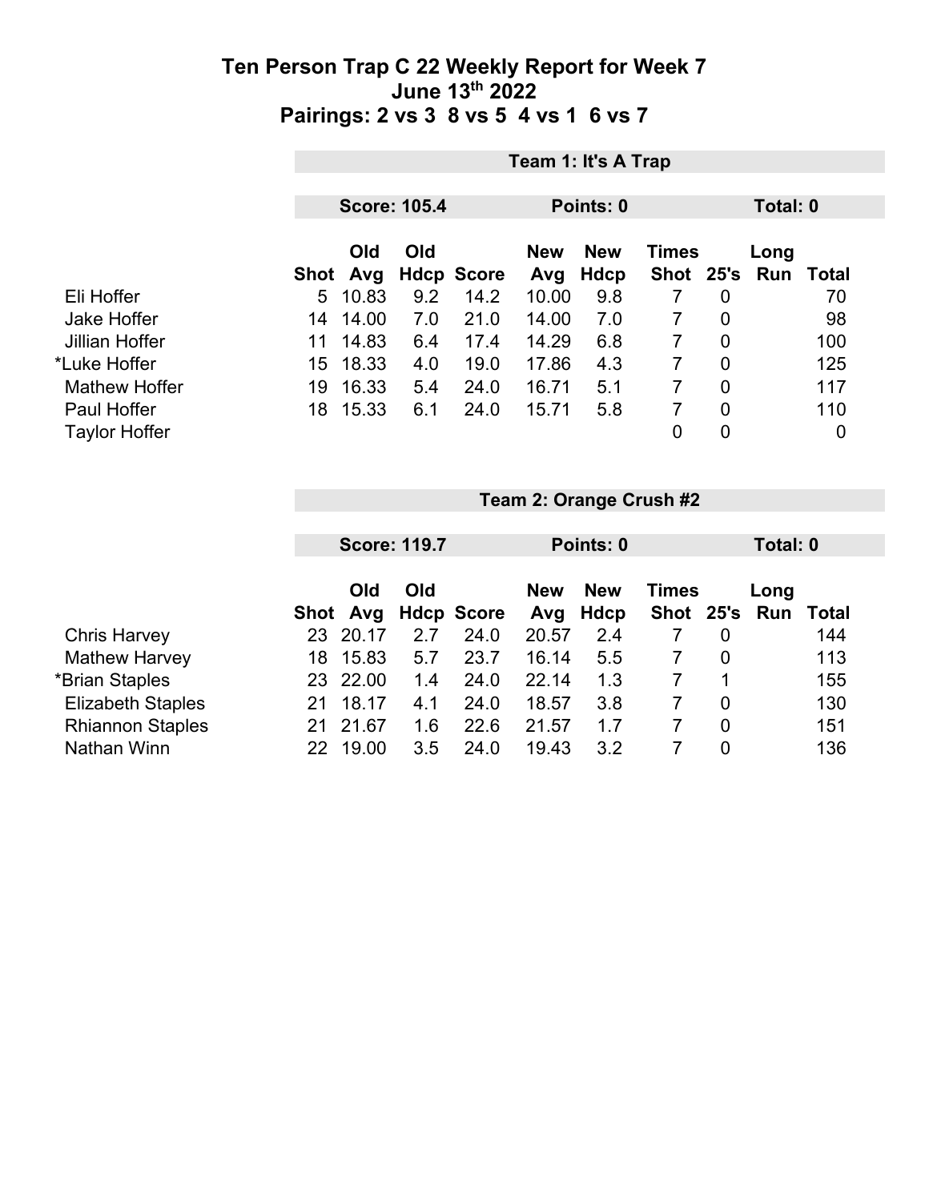# Ten Person Trap C 22 Weekly Report for Week 7
## June 13th 2022
## Pairings: 2 vs 3 8 vs 5 4 vs 1 6 vs 7

### Team 1: It's A Trap

**Score: 105.4** | **Points: 0** | **Total: 0**

| | Shot | Old Avg | Old Hdcp | Score | New Avg | New Hdcp | Times Shot | 25's | Long Run | Total |
|---|---|---|---|---|---|---|---|---|---|---|
| Eli Hoffer | 5 | 10.83 | 9.2 | 14.2 | 10.00 | 9.8 | 7 | 0 | | 70 |
| Jake Hoffer | 14 | 14.00 | 7.0 | 21.0 | 14.00 | 7.0 | 7 | 0 | | 98 |
| Jillian Hoffer | 11 | 14.83 | 6.4 | 17.4 | 14.29 | 6.8 | 7 | 0 | | 100 |
| *Luke Hoffer | 15 | 18.33 | 4.0 | 19.0 | 17.86 | 4.3 | 7 | 0 | | 125 |
| Mathew Hoffer | 19 | 16.33 | 5.4 | 24.0 | 16.71 | 5.1 | 7 | 0 | | 117 |
| Paul Hoffer | 18 | 15.33 | 6.1 | 24.0 | 15.71 | 5.8 | 7 | 0 | | 110 |
| Taylor Hoffer | | | | | | | 0 | 0 | | 0 |

### Team 2: Orange Crush #2

**Score: 119.7** | **Points: 0** | **Total: 0**

| | Shot | Old Avg | Old Hdcp | Score | New Avg | New Hdcp | Times Shot | 25's | Long Run | Total |
|---|---|---|---|---|---|---|---|---|---|---|
| Chris Harvey | 23 | 20.17 | 2.7 | 24.0 | 20.57 | 2.4 | 7 | 0 | | 144 |
| Mathew Harvey | 18 | 15.83 | 5.7 | 23.7 | 16.14 | 5.5 | 7 | 0 | | 113 |
| *Brian Staples | 23 | 22.00 | 1.4 | 24.0 | 22.14 | 1.3 | 7 | 1 | | 155 |
| Elizabeth Staples | 21 | 18.17 | 4.1 | 24.0 | 18.57 | 3.8 | 7 | 0 | | 130 |
| Rhiannon Staples | 21 | 21.67 | 1.6 | 22.6 | 21.57 | 1.7 | 7 | 0 | | 151 |
| Nathan Winn | 22 | 19.00 | 3.5 | 24.0 | 19.43 | 3.2 | 7 | 0 | | 136 |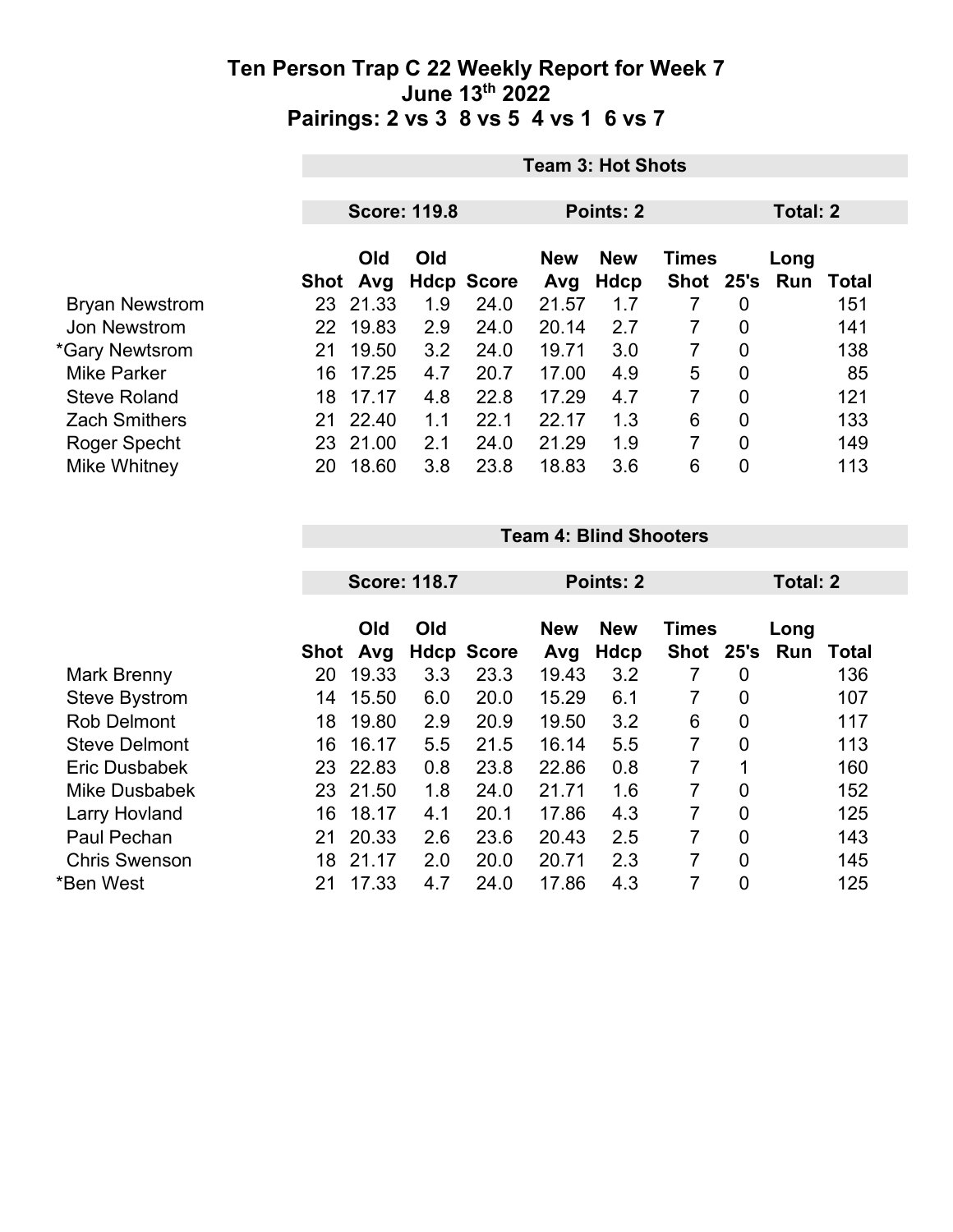# Ten Person Trap C 22 Weekly Report for Week 7
## June 13th 2022
## Pairings: 2 vs 3 8 vs 5 4 vs 1 6 vs 7

| | Team 3: Hot Shots | | | | | | | | | |
|---|---|---|---|---|---|---|---|---|---|---|
| | Score: 119.8 | | | | Points: 2 | | | Total: 2 | | |
| | Shot | Old Avg | Old Hdcp | Score | New Avg | New Hdcp | Times Shot | 25's | Long Run | Total |
| Bryan Newstrom | 23 | 21.33 | 1.9 | 24.0 | 21.57 | 1.7 | 7 | 0 | | 151 |
| Jon Newstrom | 22 | 19.83 | 2.9 | 24.0 | 20.14 | 2.7 | 7 | 0 | | 141 |
| *Gary Newtsrom | 21 | 19.50 | 3.2 | 24.0 | 19.71 | 3.0 | 7 | 0 | | 138 |
| Mike Parker | 16 | 17.25 | 4.7 | 20.7 | 17.00 | 4.9 | 5 | 0 | | 85 |
| Steve Roland | 18 | 17.17 | 4.8 | 22.8 | 17.29 | 4.7 | 7 | 0 | | 121 |
| Zach Smithers | 21 | 22.40 | 1.1 | 22.1 | 22.17 | 1.3 | 6 | 0 | | 133 |
| Roger Specht | 23 | 21.00 | 2.1 | 24.0 | 21.29 | 1.9 | 7 | 0 | | 149 |
| Mike Whitney | 20 | 18.60 | 3.8 | 23.8 | 18.83 | 3.6 | 6 | 0 | | 113 |

| | Team 4: Blind Shooters | | | | | | | | | |
|---|---|---|---|---|---|---|---|---|---|---|
| | Score: 118.7 | | | | Points: 2 | | | Total: 2 | | |
| | Shot | Old Avg | Old Hdcp | Score | New Avg | New Hdcp | Times Shot | 25's | Long Run | Total |
| Mark Brenny | 20 | 19.33 | 3.3 | 23.3 | 19.43 | 3.2 | 7 | 0 | | 136 |
| Steve Bystrom | 14 | 15.50 | 6.0 | 20.0 | 15.29 | 6.1 | 7 | 0 | | 107 |
| Rob Delmont | 18 | 19.80 | 2.9 | 20.9 | 19.50 | 3.2 | 6 | 0 | | 117 |
| Steve Delmont | 16 | 16.17 | 5.5 | 21.5 | 16.14 | 5.5 | 7 | 0 | | 113 |
| Eric Dusbabek | 23 | 22.83 | 0.8 | 23.8 | 22.86 | 0.8 | 7 | 1 | | 160 |
| Mike Dusbabek | 23 | 21.50 | 1.8 | 24.0 | 21.71 | 1.6 | 7 | 0 | | 152 |
| Larry Hovland | 16 | 18.17 | 4.1 | 20.1 | 17.86 | 4.3 | 7 | 0 | | 125 |
| Paul Pechan | 21 | 20.33 | 2.6 | 23.6 | 20.43 | 2.5 | 7 | 0 | | 143 |
| Chris Swenson | 18 | 21.17 | 2.0 | 20.0 | 20.71 | 2.3 | 7 | 0 | | 145 |
| *Ben West | 21 | 17.33 | 4.7 | 24.0 | 17.86 | 4.3 | 7 | 0 | | 125 |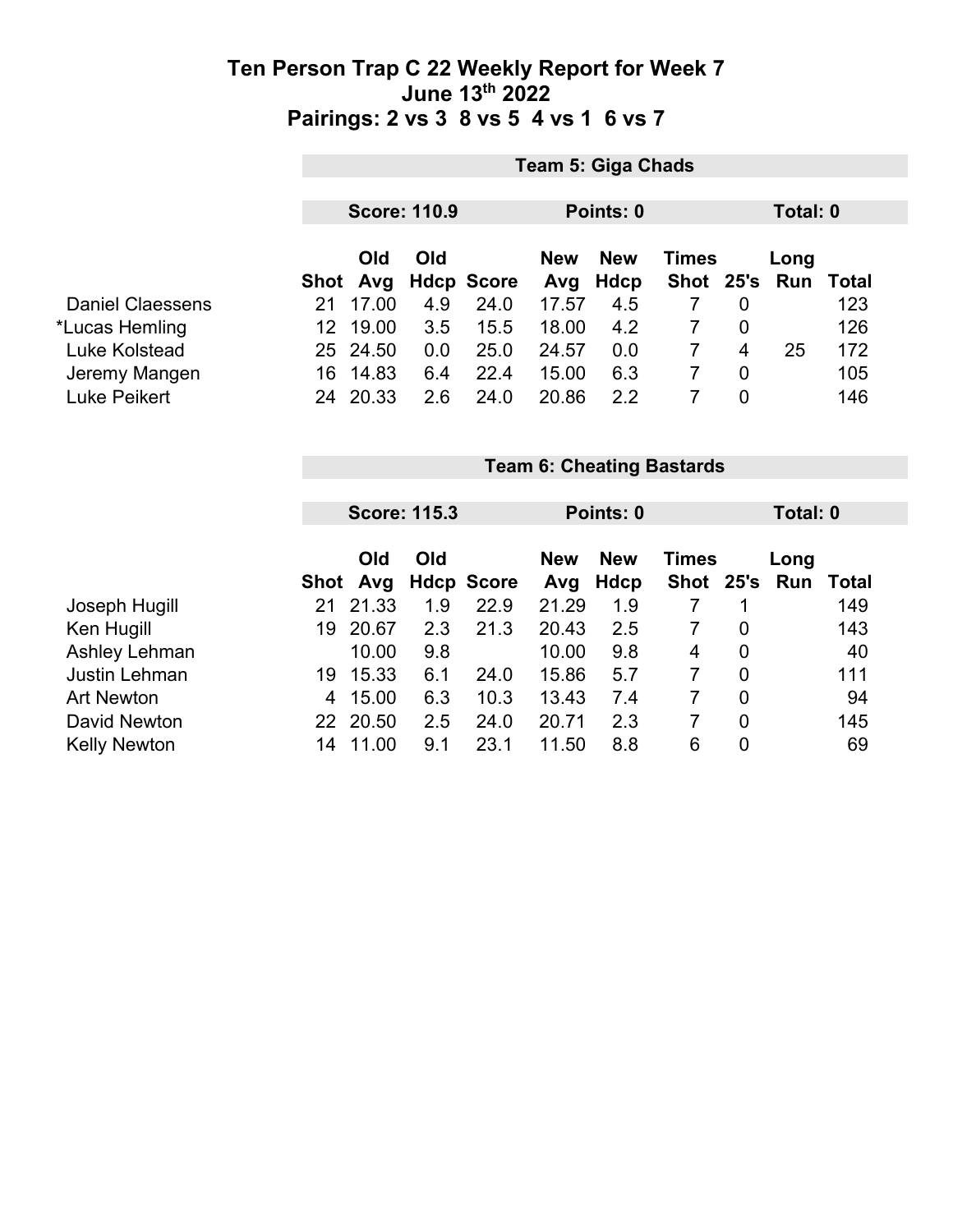# Ten Person Trap C 22 Weekly Report for Week 7
## June 13th 2022
## Pairings: 2 vs 3  8 vs 5  4 vs 1  6 vs 7

### Team 5: Giga Chads

**Score: 110.9** | **Points: 0** | **Total: 0**

| | Shot | Old Avg | Old Hdcp | Score | New Avg | New Hdcp | Times Shot | 25's | Long Run | Total |
|---|---|---|---|---|---|---|---|---|---|---|
| Daniel Claessens | 21 | 17.00 | 4.9 | 24.0 | 17.57 | 4.5 | 7 | 0 | | 123 |
| *Lucas Hemling | 12 | 19.00 | 3.5 | 15.5 | 18.00 | 4.2 | 7 | 0 | | 126 |
| Luke Kolstead | 25 | 24.50 | 0.0 | 25.0 | 24.57 | 0.0 | 7 | 4 | 25 | 172 |
| Jeremy Mangen | 16 | 14.83 | 6.4 | 22.4 | 15.00 | 6.3 | 7 | 0 | | 105 |
| Luke Peikert | 24 | 20.33 | 2.6 | 24.0 | 20.86 | 2.2 | 7 | 0 | | 146 |

### Team 6: Cheating Bastards

**Score: 115.3** | **Points: 0** | **Total: 0**

| | Shot | Old Avg | Old Hdcp | Score | New Avg | New Hdcp | Times Shot | 25's | Long Run | Total |
|---|---|---|---|---|---|---|---|---|---|---|
| Joseph Hugill | 21 | 21.33 | 1.9 | 22.9 | 21.29 | 1.9 | 7 | 1 | | 149 |
| Ken Hugill | 19 | 20.67 | 2.3 | 21.3 | 20.43 | 2.5 | 7 | 0 | | 143 |
| Ashley Lehman | | 10.00 | 9.8 | | 10.00 | 9.8 | 4 | 0 | | 40 |
| Justin Lehman | 19 | 15.33 | 6.1 | 24.0 | 15.86 | 5.7 | 7 | 0 | | 111 |
| Art Newton | 4 | 15.00 | 6.3 | 10.3 | 13.43 | 7.4 | 7 | 0 | | 94 |
| David Newton | 22 | 20.50 | 2.5 | 24.0 | 20.71 | 2.3 | 7 | 0 | | 145 |
| Kelly Newton | 14 | 11.00 | 9.1 | 23.1 | 11.50 | 8.8 | 6 | 0 | | 69 |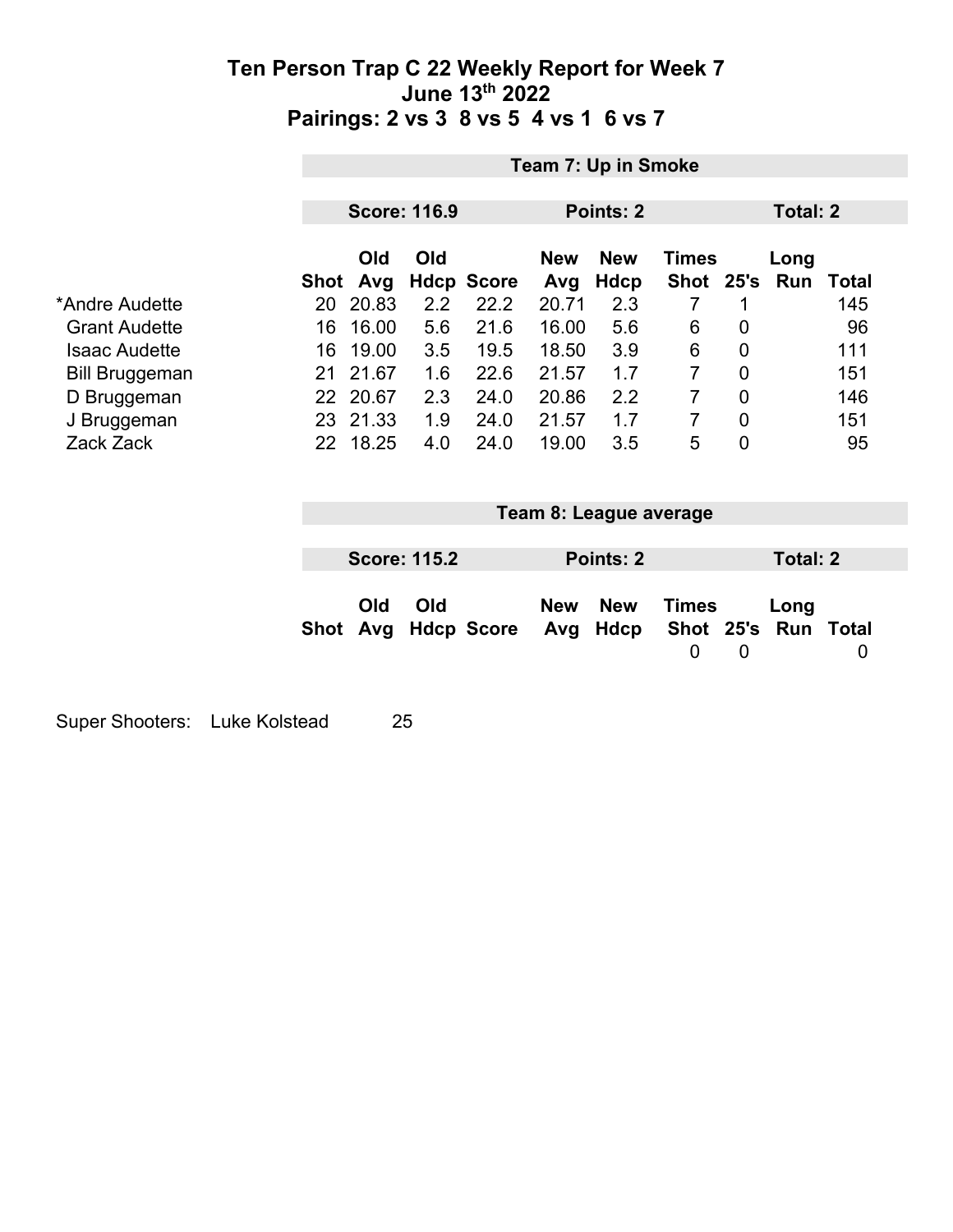# Ten Person Trap C 22 Weekly Report for Week 7

## June 13th 2022

## Pairings: 2 vs 3 8 vs 5 4 vs 1 6 vs 7

### Team 7: Up in Smoke

**Score: 116.9** | **Points: 2** | **Total: 2**

| | Shot | Old Avg | Old Hdcp | Score | New Avg | New Hdcp | Times Shot | 25's | Long Run | Total |
|---|---|---|---|---|---|---|---|---|---|---|
| *Andre Audette | 20 | 20.83 | 2.2 | 22.2 | 20.71 | 2.3 | 7 | 1 | | 145 |
| Grant Audette | 16 | 16.00 | 5.6 | 21.6 | 16.00 | 5.6 | 6 | 0 | | 96 |
| Isaac Audette | 16 | 19.00 | 3.5 | 19.5 | 18.50 | 3.9 | 6 | 0 | | 111 |
| Bill Bruggeman | 21 | 21.67 | 1.6 | 22.6 | 21.57 | 1.7 | 7 | 0 | | 151 |
| D Bruggeman | 22 | 20.67 | 2.3 | 24.0 | 20.86 | 2.2 | 7 | 0 | | 146 |
| J Bruggeman | 23 | 21.33 | 1.9 | 24.0 | 21.57 | 1.7 | 7 | 0 | | 151 |
| Zack Zack | 22 | 18.25 | 4.0 | 24.0 | 19.00 | 3.5 | 5 | 0 | | 95 |

### Team 8: League average

**Score: 115.2** | **Points: 2** | **Total: 2**

| | Shot | Old Avg | Old Hdcp | Score | New Avg | New Hdcp | Times Shot | 25's | Long Run | Total |
|---|---|---|---|---|---|---|---|---|---|---|
| | | | | | | | 0 | 0 | | 0 |

Super Shooters: Luke Kolstead 25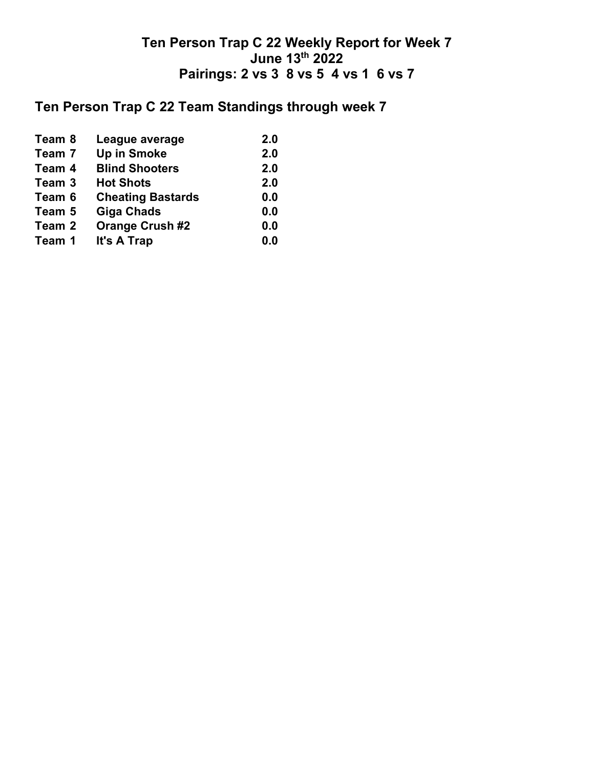# Ten Person Trap C 22 Weekly Report for Week 7

## June 13th 2022

## Pairings: 2 vs 3 8 vs 5 4 vs 1 6 vs 7

## Ten Person Trap C 22 Team Standings through week 7

| | | |
|---|---|---|
| **Team 8** | **League average** | **2.0** |
| **Team 7** | **Up in Smoke** | **2.0** |
| **Team 4** | **Blind Shooters** | **2.0** |
| **Team 3** | **Hot Shots** | **2.0** |
| **Team 6** | **Cheating Bastards** | **0.0** |
| **Team 5** | **Giga Chads** | **0.0** |
| **Team 2** | **Orange Crush #2** | **0.0** |
| **Team 1** | **It's A Trap** | **0.0** |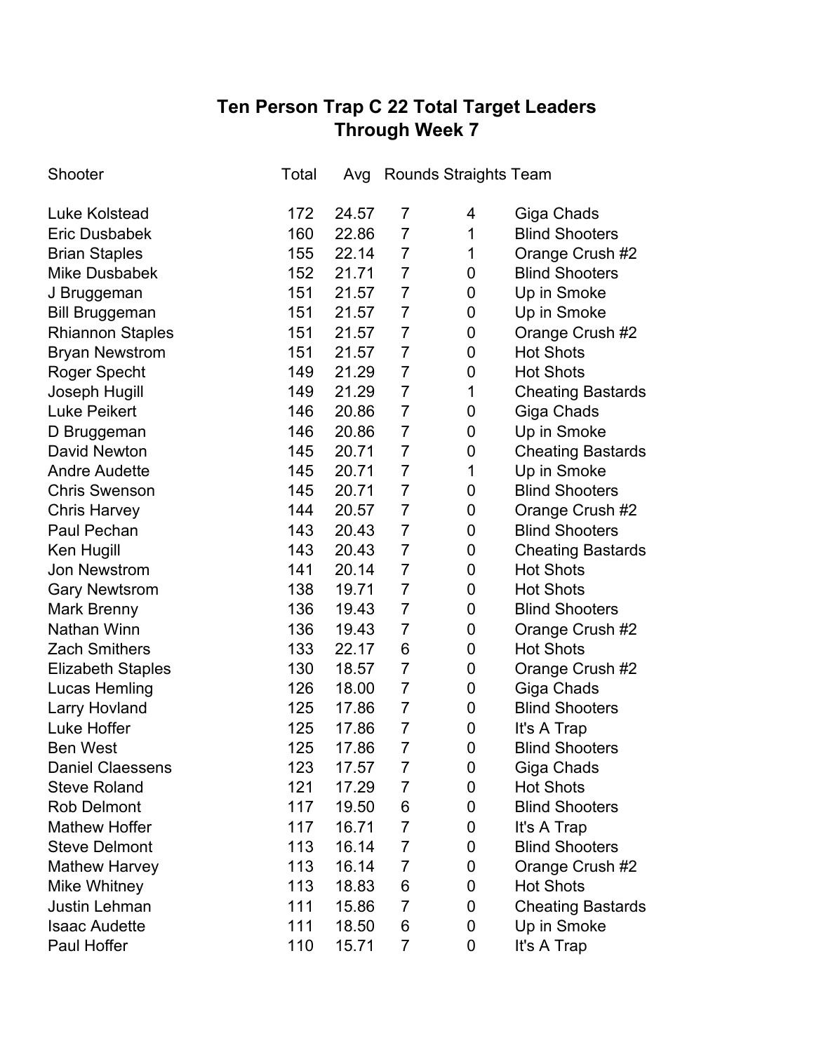# Ten Person Trap C 22 Total Target Leaders
## Through Week 7

| Shooter | Total | Avg | Rounds | Straights | Team |
|---|---|---|---|---|---|
| Luke Kolstead | 172 | 24.57 | 7 | 4 | Giga Chads |
| Eric Dusbabek | 160 | 22.86 | 7 | 1 | Blind Shooters |
| Brian Staples | 155 | 22.14 | 7 | 1 | Orange Crush #2 |
| Mike Dusbabek | 152 | 21.71 | 7 | 0 | Blind Shooters |
| J Bruggeman | 151 | 21.57 | 7 | 0 | Up in Smoke |
| Bill Bruggeman | 151 | 21.57 | 7 | 0 | Up in Smoke |
| Rhiannon Staples | 151 | 21.57 | 7 | 0 | Orange Crush #2 |
| Bryan Newstrom | 151 | 21.57 | 7 | 0 | Hot Shots |
| Roger Specht | 149 | 21.29 | 7 | 0 | Hot Shots |
| Joseph Hugill | 149 | 21.29 | 7 | 1 | Cheating Bastards |
| Luke Peikert | 146 | 20.86 | 7 | 0 | Giga Chads |
| D Bruggeman | 146 | 20.86 | 7 | 0 | Up in Smoke |
| David Newton | 145 | 20.71 | 7 | 0 | Cheating Bastards |
| Andre Audette | 145 | 20.71 | 7 | 1 | Up in Smoke |
| Chris Swenson | 145 | 20.71 | 7 | 0 | Blind Shooters |
| Chris Harvey | 144 | 20.57 | 7 | 0 | Orange Crush #2 |
| Paul Pechan | 143 | 20.43 | 7 | 0 | Blind Shooters |
| Ken Hugill | 143 | 20.43 | 7 | 0 | Cheating Bastards |
| Jon Newstrom | 141 | 20.14 | 7 | 0 | Hot Shots |
| Gary Newtsrom | 138 | 19.71 | 7 | 0 | Hot Shots |
| Mark Brenny | 136 | 19.43 | 7 | 0 | Blind Shooters |
| Nathan Winn | 136 | 19.43 | 7 | 0 | Orange Crush #2 |
| Zach Smithers | 133 | 22.17 | 6 | 0 | Hot Shots |
| Elizabeth Staples | 130 | 18.57 | 7 | 0 | Orange Crush #2 |
| Lucas Hemling | 126 | 18.00 | 7 | 0 | Giga Chads |
| Larry Hovland | 125 | 17.86 | 7 | 0 | Blind Shooters |
| Luke Hoffer | 125 | 17.86 | 7 | 0 | It's A Trap |
| Ben West | 125 | 17.86 | 7 | 0 | Blind Shooters |
| Daniel Claessens | 123 | 17.57 | 7 | 0 | Giga Chads |
| Steve Roland | 121 | 17.29 | 7 | 0 | Hot Shots |
| Rob Delmont | 117 | 19.50 | 6 | 0 | Blind Shooters |
| Mathew Hoffer | 117 | 16.71 | 7 | 0 | It's A Trap |
| Steve Delmont | 113 | 16.14 | 7 | 0 | Blind Shooters |
| Mathew Harvey | 113 | 16.14 | 7 | 0 | Orange Crush #2 |
| Mike Whitney | 113 | 18.83 | 6 | 0 | Hot Shots |
| Justin Lehman | 111 | 15.86 | 7 | 0 | Cheating Bastards |
| Isaac Audette | 111 | 18.50 | 6 | 0 | Up in Smoke |
| Paul Hoffer | 110 | 15.71 | 7 | 0 | It's A Trap |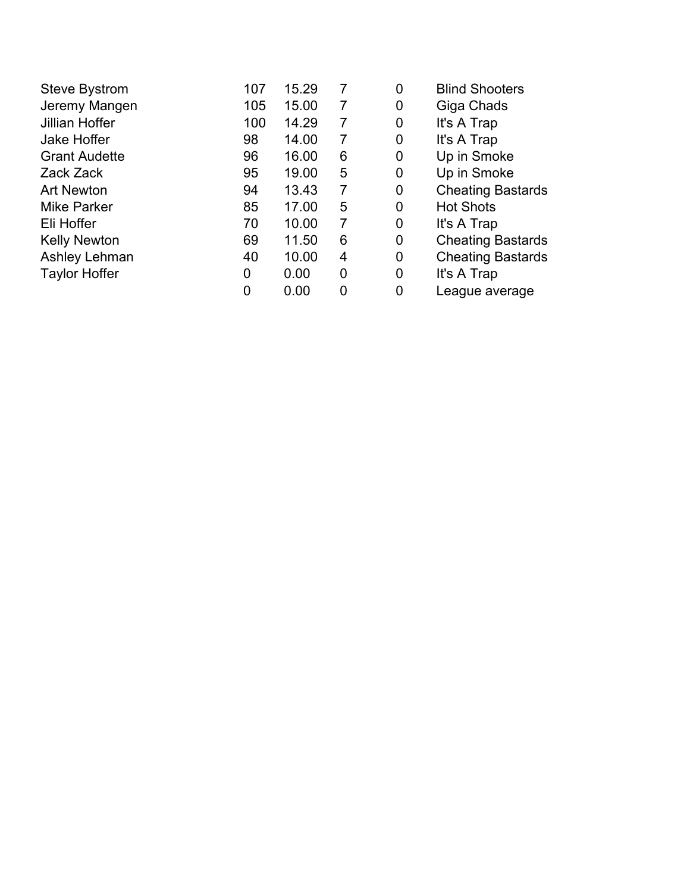| | | | | | |
|---|---|---|---|---|---|
| Steve Bystrom | 107 | 15.29 | 7 | 0 | Blind Shooters |
| Jeremy Mangen | 105 | 15.00 | 7 | 0 | Giga Chads |
| Jillian Hoffer | 100 | 14.29 | 7 | 0 | It's A Trap |
| Jake Hoffer | 98 | 14.00 | 7 | 0 | It's A Trap |
| Grant Audette | 96 | 16.00 | 6 | 0 | Up in Smoke |
| Zack Zack | 95 | 19.00 | 5 | 0 | Up in Smoke |
| Art Newton | 94 | 13.43 | 7 | 0 | Cheating Bastards |
| Mike Parker | 85 | 17.00 | 5 | 0 | Hot Shots |
| Eli Hoffer | 70 | 10.00 | 7 | 0 | It's A Trap |
| Kelly Newton | 69 | 11.50 | 6 | 0 | Cheating Bastards |
| Ashley Lehman | 40 | 10.00 | 4 | 0 | Cheating Bastards |
| Taylor Hoffer | 0 | 0.00 | 0 | 0 | It's A Trap |
| | 0 | 0.00 | 0 | 0 | League average |